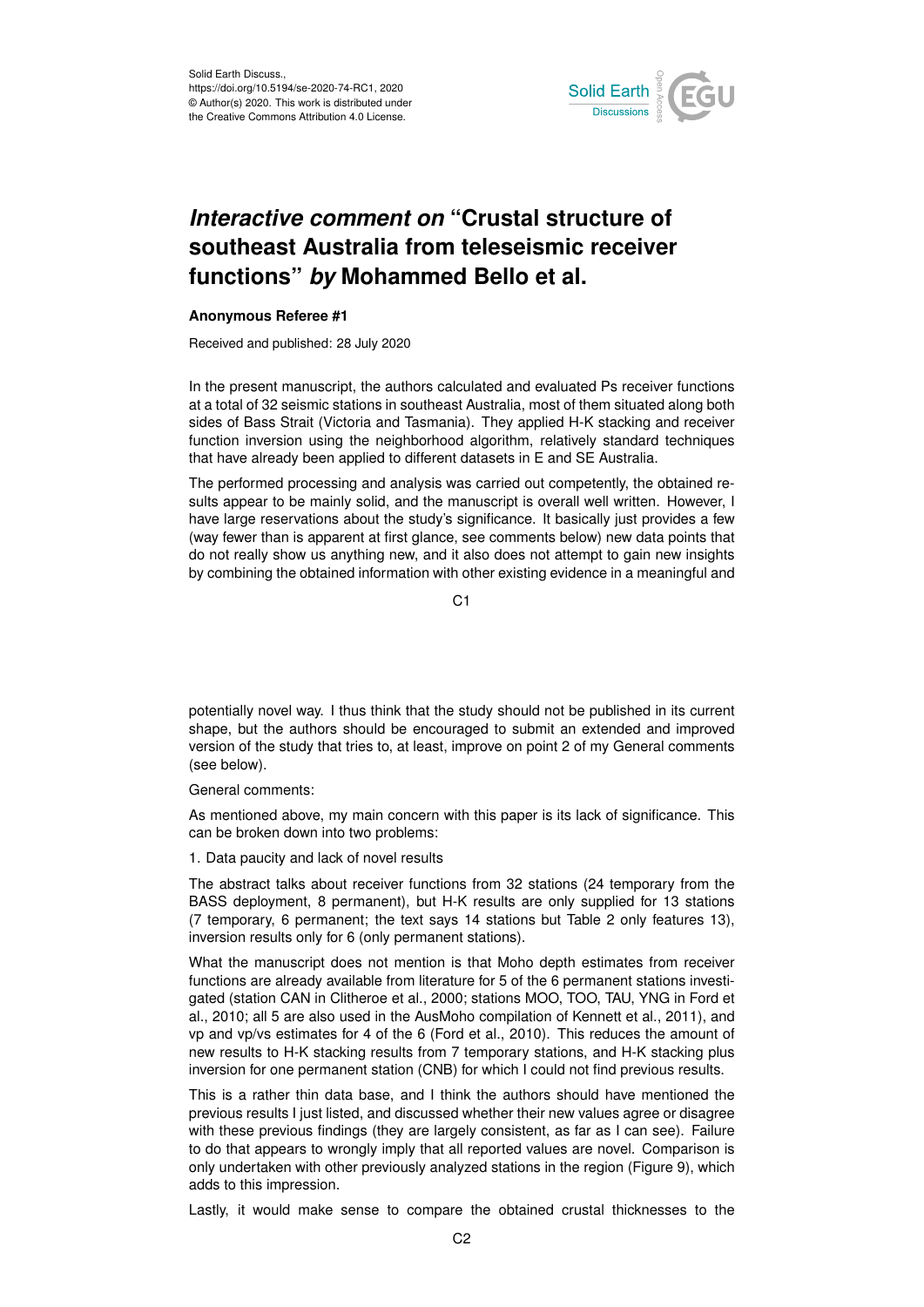# *Interactive comment on* "Crustal structure of southeast Australia from teleseismic receiver functions" *by* Mohammed Bello et al.

**Anonymous Referee #1**

Received and published: 28 July 2020

In the present manuscript, the authors calculated and evaluated Ps receiver functions at a total of 32 seismic stations in southeast Australia, most of them situated along both sides of Bass Strait (Victoria and Tasmania). They applied H-K stacking and receiver function inversion using the neighborhood algorithm, relatively standard techniques that have already been applied to different datasets in E and SE Australia.

The performed processing and analysis was carried out competently, the obtained results appear to be mainly solid, and the manuscript is overall well written. However, I have large reservations about the study's significance. It basically just provides a few (way fewer than is apparent at first glance, see comments below) new data points that do not really show us anything new, and it also does not attempt to gain new insights by combining the obtained information with other existing evidence in a meaningful and potentially novel way. I thus think that the study should not be published in its current shape, but the authors should be encouraged to submit an extended and improved version of the study that tries to, at least, improve on point 2 of my General comments (see below).

General comments:

As mentioned above, my main concern with this paper is its lack of significance. This can be broken down into two problems:

1. Data paucity and lack of novel results

The abstract talks about receiver functions from 32 stations (24 temporary from the BASS deployment, 8 permanent), but H-K results are only supplied for 13 stations (7 temporary, 6 permanent; the text says 14 stations but Table 2 only features 13), inversion results only for 6 (only permanent stations).

What the manuscript does not mention is that Moho depth estimates from receiver functions are already available from literature for 5 of the 6 permanent stations investigated (station CAN in Clitheroe et al., 2000; stations MOO, TOO, TAU, YNG in Ford et al., 2010; all 5 are also used in the AusMoho compilation of Kennett et al., 2011), and vp and vp/vs estimates for 4 of the 6 (Ford et al., 2010). This reduces the amount of new results to H-K stacking results from 7 temporary stations, and H-K stacking plus inversion for one permanent station (CNB) for which I could not find previous results.

This is a rather thin data base, and I think the authors should have mentioned the previous results I just listed, and discussed whether their new values agree or disagree with these previous findings (they are largely consistent, as far as I can see). Failure to do that appears to wrongly imply that all reported values are novel. Comparison is only undertaken with other previously analyzed stations in the region (Figure 9), which adds to this impression.

Lastly, it would make sense to compare the obtained crustal thicknesses to the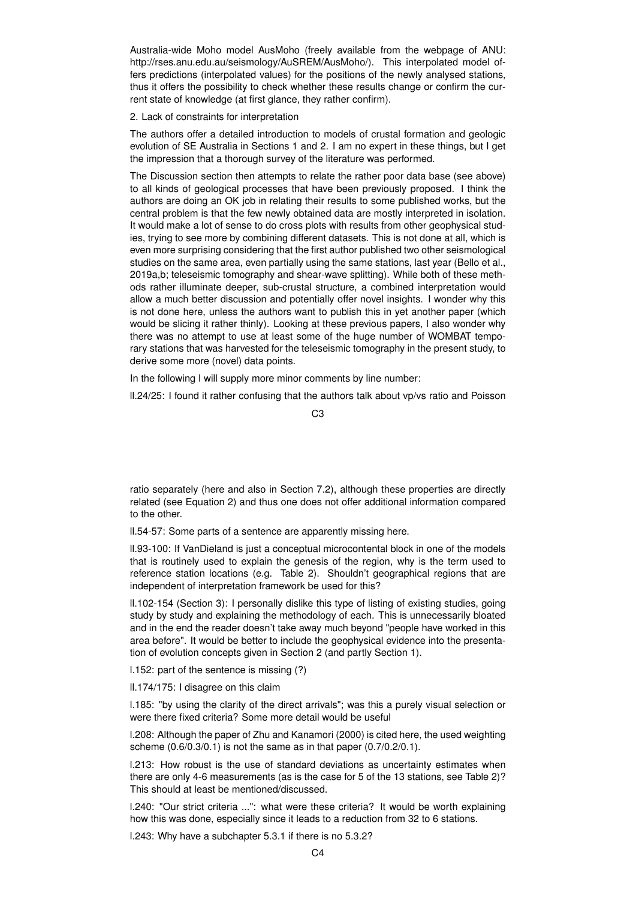Australia-wide Moho model AusMoho (freely available from the webpage of ANU: http://rses.anu.edu.au/seismology/AuSREM/AusMoho/). This interpolated model offers predictions (interpolated values) for the positions of the newly analysed stations, thus it offers the possibility to check whether these results change or confirm the current state of knowledge (at first glance, they rather confirm).

2. Lack of constraints for interpretation

The authors offer a detailed introduction to models of crustal formation and geologic evolution of SE Australia in Sections 1 and 2. I am no expert in these things, but I get the impression that a thorough survey of the literature was performed.

The Discussion section then attempts to relate the rather poor data base (see above) to all kinds of geological processes that have been previously proposed. I think the authors are doing an OK job in relating their results to some published works, but the central problem is that the few newly obtained data are mostly interpreted in isolation. It would make a lot of sense to do cross plots with results from other geophysical studies, trying to see more by combining different datasets. This is not done at all, which is even more surprising considering that the first author published two other seismological studies on the same area, even partially using the same stations, last year (Bello et al., 2019a,b; teleseismic tomography and shear-wave splitting). While both of these methods rather illuminate deeper, sub-crustal structure, a combined interpretation would allow a much better discussion and potentially offer novel insights. I wonder why this is not done here, unless the authors want to publish this in yet another paper (which would be slicing it rather thinly). Looking at these previous papers, I also wonder why there was no attempt to use at least some of the huge number of WOMBAT temporary stations that was harvested for the teleseismic tomography in the present study, to derive some more (novel) data points.

In the following I will supply more minor comments by line number:

ll.24/25: I found it rather confusing that the authors talk about vp/vs ratio and Poisson ratio separately (here and also in Section 7.2), although these properties are directly related (see Equation 2) and thus one does not offer additional information compared to the other.

ll.54-57: Some parts of a sentence are apparently missing here.

ll.93-100: If VanDieland is just a conceptual microcontental block in one of the models that is routinely used to explain the genesis of the region, why is the term used to reference station locations (e.g. Table 2). Shouldn't geographical regions that are independent of interpretation framework be used for this?

ll.102-154 (Section 3): I personally dislike this type of listing of existing studies, going study by study and explaining the methodology of each. This is unnecessarily bloated and in the end the reader doesn't take away much beyond "people have worked in this area before". It would be better to include the geophysical evidence into the presentation of evolution concepts given in Section 2 (and partly Section 1).

l.152: part of the sentence is missing (?)

ll.174/175: I disagree on this claim

l.185: "by using the clarity of the direct arrivals"; was this a purely visual selection or were there fixed criteria? Some more detail would be useful

l.208: Although the paper of Zhu and Kanamori (2000) is cited here, the used weighting scheme (0.6/0.3/0.1) is not the same as in that paper (0.7/0.2/0.1).

l.213: How robust is the use of standard deviations as uncertainty estimates when there are only 4-6 measurements (as is the case for 5 of the 13 stations, see Table 2)? This should at least be mentioned/discussed.

l.240: "Our strict criteria ...": what were these criteria? It would be worth explaining how this was done, especially since it leads to a reduction from 32 to 6 stations.

l.243: Why have a subchapter 5.3.1 if there is no 5.3.2?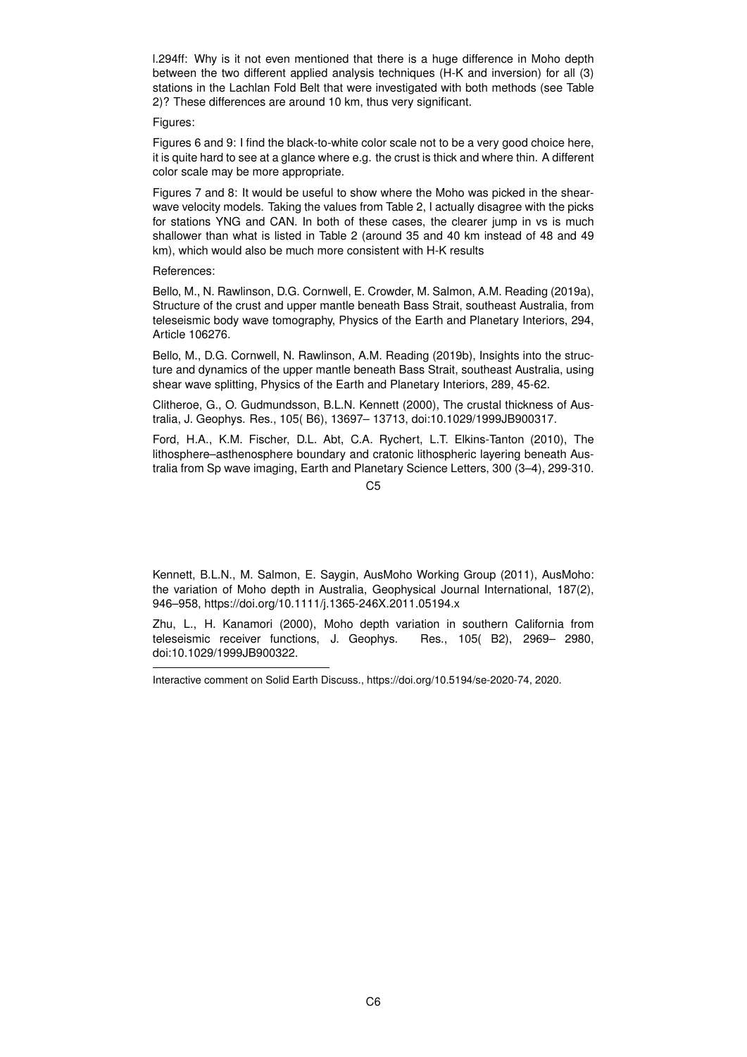l.294ff: Why is it not even mentioned that there is a huge difference in Moho depth between the two different applied analysis techniques (H-K and inversion) for all (3) stations in the Lachlan Fold Belt that were investigated with both methods (see Table 2)? These differences are around 10 km, thus very significant.

Figures:

Figures 6 and 9: I find the black-to-white color scale not to be a very good choice here, it is quite hard to see at a glance where e.g. the crust is thick and where thin. A different color scale may be more appropriate.

Figures 7 and 8: It would be useful to show where the Moho was picked in the shear-wave velocity models. Taking the values from Table 2, I actually disagree with the picks for stations YNG and CAN. In both of these cases, the clearer jump in vs is much shallower than what is listed in Table 2 (around 35 and 40 km instead of 48 and 49 km), which would also be much more consistent with H-K results

References:

Bello, M., N. Rawlinson, D.G. Cornwell, E. Crowder, M. Salmon, A.M. Reading (2019a), Structure of the crust and upper mantle beneath Bass Strait, southeast Australia, from teleseismic body wave tomography, Physics of the Earth and Planetary Interiors, 294, Article 106276.

Bello, M., D.G. Cornwell, N. Rawlinson, A.M. Reading (2019b), Insights into the structure and dynamics of the upper mantle beneath Bass Strait, southeast Australia, using shear wave splitting, Physics of the Earth and Planetary Interiors, 289, 45-62.

Clitheroe, G., O. Gudmundsson, B.L.N. Kennett (2000), The crustal thickness of Australia, J. Geophys. Res., 105( B6), 13697– 13713, doi:10.1029/1999JB900317.

Ford, H.A., K.M. Fischer, D.L. Abt, C.A. Rychert, L.T. Elkins-Tanton (2010), The lithosphere–asthenosphere boundary and cratonic lithospheric layering beneath Australia from Sp wave imaging, Earth and Planetary Science Letters, 300 (3–4), 299-310.

Kennett, B.L.N., M. Salmon, E. Saygin, AusMoho Working Group (2011), AusMoho: the variation of Moho depth in Australia, Geophysical Journal International, 187(2), 946–958, https://doi.org/10.1111/j.1365-246X.2011.05194.x

Zhu, L., H. Kanamori (2000), Moho depth variation in southern California from teleseismic receiver functions, J. Geophys. Res., 105( B2), 2969– 2980, doi:10.1029/1999JB900322.

---

Interactive comment on Solid Earth Discuss., https://doi.org/10.5194/se-2020-74, 2020.